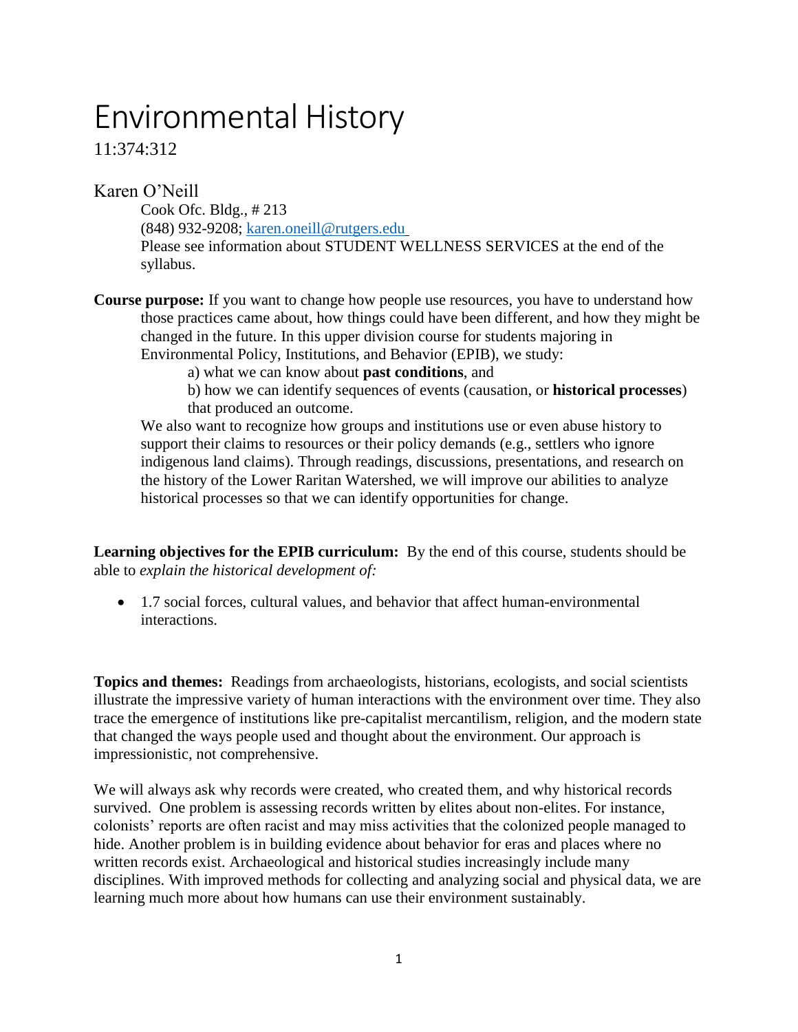# Environmental History

11:374:312

## Karen O'Neill

Cook Ofc. Bldg., # 213
(848) 932-9208; karen.oneill@rutgers.edu
Please see information about STUDENT WELLNESS SERVICES at the end of the syllabus.

**Course purpose:** If you want to change how people use resources, you have to understand how those practices came about, how things could have been different, and how they might be changed in the future. In this upper division course for students majoring in Environmental Policy, Institutions, and Behavior (EPIB), we study:

a) what we can know about **past conditions**, and

b) how we can identify sequences of events (causation, or **historical processes**) that produced an outcome.

We also want to recognize how groups and institutions use or even abuse history to support their claims to resources or their policy demands (e.g., settlers who ignore indigenous land claims). Through readings, discussions, presentations, and research on the history of the Lower Raritan Watershed, we will improve our abilities to analyze historical processes so that we can identify opportunities for change.

**Learning objectives for the EPIB curriculum:** By the end of this course, students should be able to *explain the historical development of:*

- 1.7 social forces, cultural values, and behavior that affect human-environmental interactions.

**Topics and themes:** Readings from archaeologists, historians, ecologists, and social scientists illustrate the impressive variety of human interactions with the environment over time. They also trace the emergence of institutions like pre-capitalist mercantilism, religion, and the modern state that changed the ways people used and thought about the environment. Our approach is impressionistic, not comprehensive.

We will always ask why records were created, who created them, and why historical records survived. One problem is assessing records written by elites about non-elites. For instance, colonists' reports are often racist and may miss activities that the colonized people managed to hide. Another problem is in building evidence about behavior for eras and places where no written records exist. Archaeological and historical studies increasingly include many disciplines. With improved methods for collecting and analyzing social and physical data, we are learning much more about how humans can use their environment sustainably.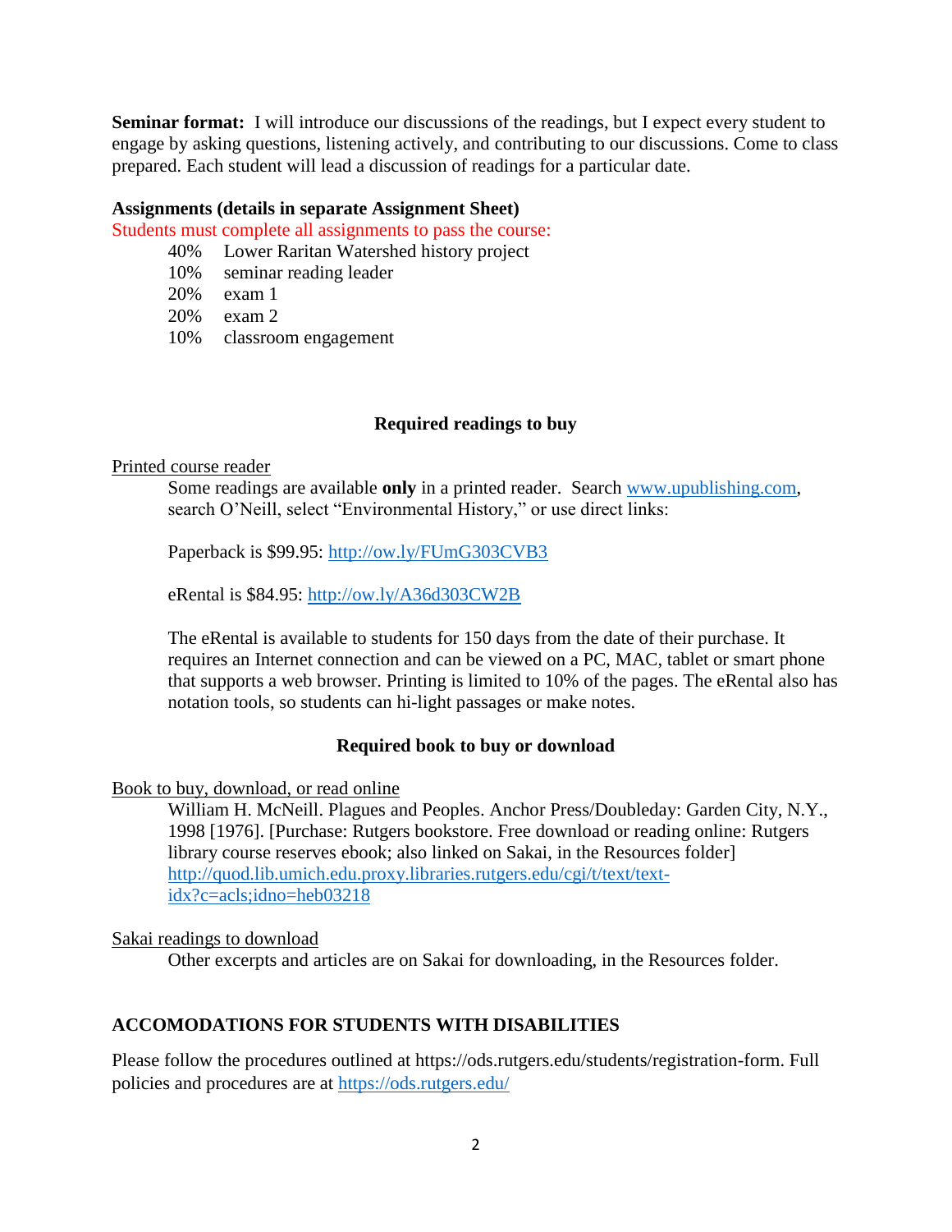**Seminar format:** I will introduce our discussions of the readings, but I expect every student to engage by asking questions, listening actively, and contributing to our discussions. Come to class prepared. Each student will lead a discussion of readings for a particular date.

**Assignments (details in separate Assignment Sheet)**

Students must complete all assignments to pass the course:

- 40% Lower Raritan Watershed history project
- 10% seminar reading leader
- 20% exam 1
- 20% exam 2
- 10% classroom engagement

### Required readings to buy

Printed course reader

Some readings are available **only** in a printed reader. Search www.upublishing.com, search O'Neill, select "Environmental History," or use direct links:

Paperback is $99.95: http://ow.ly/FUmG303CVB3

eRental is $84.95: http://ow.ly/A36d303CW2B

The eRental is available to students for 150 days from the date of their purchase. It requires an Internet connection and can be viewed on a PC, MAC, tablet or smart phone that supports a web browser. Printing is limited to 10% of the pages. The eRental also has notation tools, so students can hi-light passages or make notes.

### Required book to buy or download

Book to buy, download, or read online

William H. McNeill. Plagues and Peoples. Anchor Press/Doubleday: Garden City, N.Y., 1998 [1976]. [Purchase: Rutgers bookstore. Free download or reading online: Rutgers library course reserves ebook; also linked on Sakai, in the Resources folder] http://quod.lib.umich.edu.proxy.libraries.rutgers.edu/cgi/t/text/text-idx?c=acls;idno=heb03218

Sakai readings to download

Other excerpts and articles are on Sakai for downloading, in the Resources folder.

## ACCOMODATIONS FOR STUDENTS WITH DISABILITIES

Please follow the procedures outlined at https://ods.rutgers.edu/students/registration-form. Full policies and procedures are at https://ods.rutgers.edu/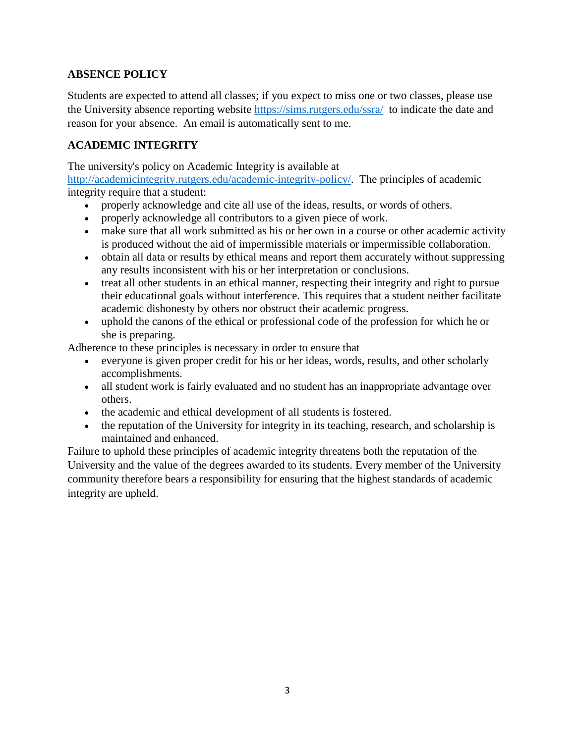**ABSENCE POLICY**

Students are expected to attend all classes; if you expect to miss one or two classes, please use the University absence reporting website [https://sims.rutgers.edu/ssra/](https://sims.rutgers.edu/ssra/) to indicate the date and reason for your absence. An email is automatically sent to me.

**ACADEMIC INTEGRITY**

The university's policy on Academic Integrity is available at [http://academicintegrity.rutgers.edu/academic-integrity-policy/](http://academicintegrity.rutgers.edu/academic-integrity-policy/). The principles of academic integrity require that a student:

- properly acknowledge and cite all use of the ideas, results, or words of others.
- properly acknowledge all contributors to a given piece of work.
- make sure that all work submitted as his or her own in a course or other academic activity is produced without the aid of impermissible materials or impermissible collaboration.
- obtain all data or results by ethical means and report them accurately without suppressing any results inconsistent with his or her interpretation or conclusions.
- treat all other students in an ethical manner, respecting their integrity and right to pursue their educational goals without interference. This requires that a student neither facilitate academic dishonesty by others nor obstruct their academic progress.
- uphold the canons of the ethical or professional code of the profession for which he or she is preparing.

Adherence to these principles is necessary in order to ensure that

- everyone is given proper credit for his or her ideas, words, results, and other scholarly accomplishments.
- all student work is fairly evaluated and no student has an inappropriate advantage over others.
- the academic and ethical development of all students is fostered.
- the reputation of the University for integrity in its teaching, research, and scholarship is maintained and enhanced.

Failure to uphold these principles of academic integrity threatens both the reputation of the University and the value of the degrees awarded to its students. Every member of the University community therefore bears a responsibility for ensuring that the highest standards of academic integrity are upheld.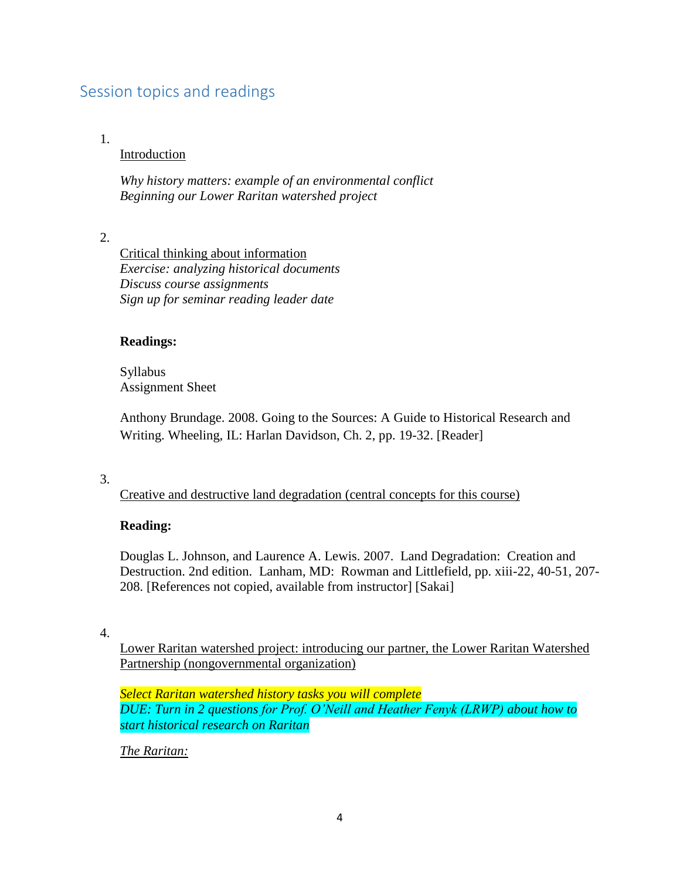## Session topics and readings

1. 

   <u>Introduction</u>

   *Why history matters: example of an environmental conflict*
   *Beginning our Lower Raritan watershed project*

2. 

   <u>Critical thinking about information</u>
   *Exercise: analyzing historical documents*
   *Discuss course assignments*
   *Sign up for seminar reading leader date*

   **Readings:**

   Syllabus
   Assignment Sheet

   Anthony Brundage. 2008. Going to the Sources: A Guide to Historical Research and Writing. Wheeling, IL: Harlan Davidson, Ch. 2, pp. 19-32. [Reader]

3. 

   <u>Creative and destructive land degradation (central concepts for this course)</u>

   **Reading:**

   Douglas L. Johnson, and Laurence A. Lewis. 2007. Land Degradation: Creation and Destruction. 2nd edition. Lanham, MD: Rowman and Littlefield, pp. xiii-22, 40-51, 207-208. [References not copied, available from instructor] [Sakai]

4. 

   <u>Lower Raritan watershed project: introducing our partner, the Lower Raritan Watershed Partnership (nongovernmental organization)</u>

   *Select Raritan watershed history tasks you will complete*
   *DUE: Turn in 2 questions for Prof. O'Neill and Heather Fenyk (LRWP) about how to start historical research on Raritan*

   *<u>The Raritan:</u>*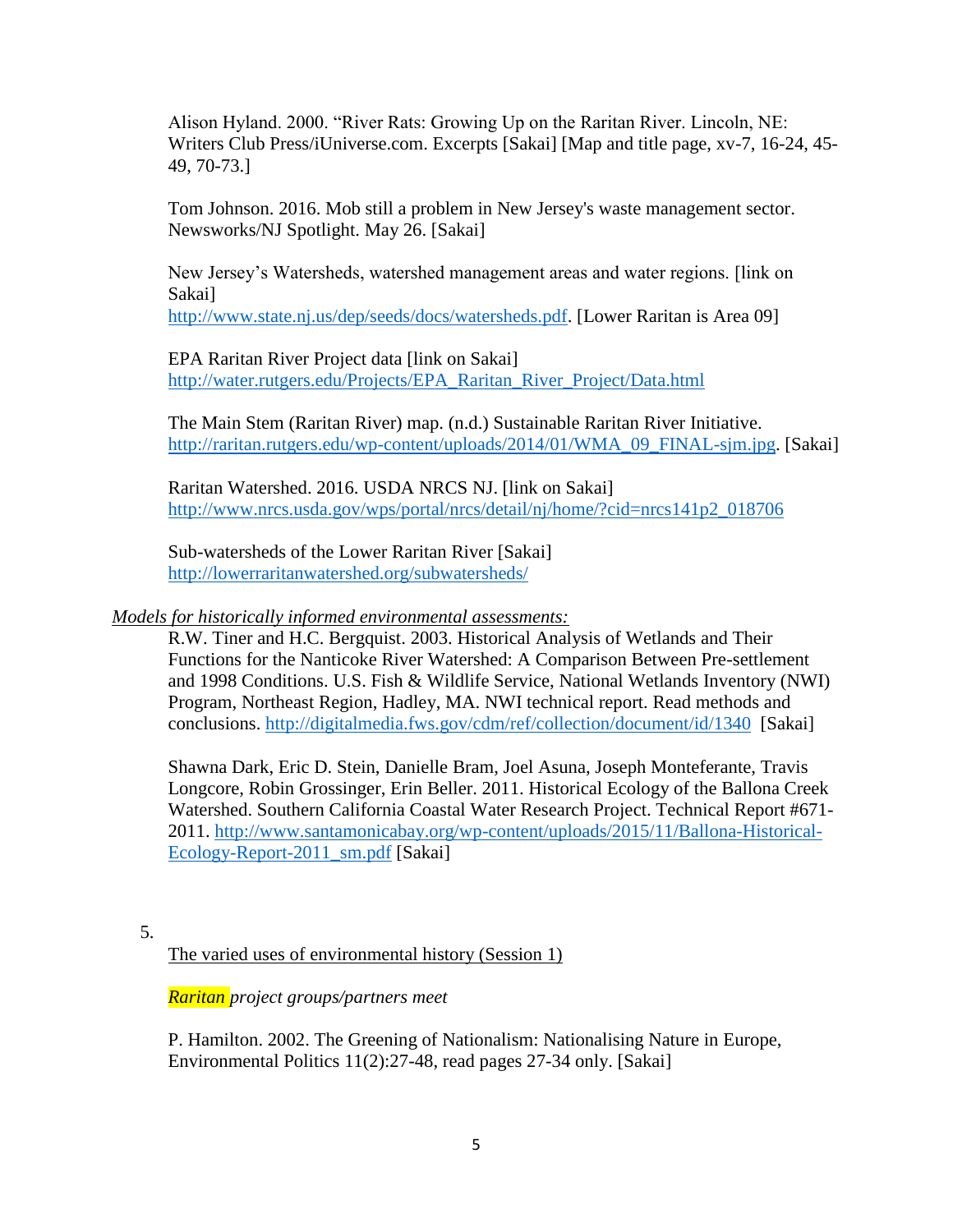Alison Hyland. 2000. "River Rats: Growing Up on the Raritan River. Lincoln, NE: Writers Club Press/iUniverse.com. Excerpts [Sakai] [Map and title page, xv-7, 16-24, 45-49, 70-73.]

Tom Johnson. 2016. Mob still a problem in New Jersey's waste management sector. Newsworks/NJ Spotlight. May 26. [Sakai]

New Jersey's Watersheds, watershed management areas and water regions. [link on Sakai]
http://www.state.nj.us/dep/seeds/docs/watersheds.pdf. [Lower Raritan is Area 09]

EPA Raritan River Project data [link on Sakai]
http://water.rutgers.edu/Projects/EPA_Raritan_River_Project/Data.html

The Main Stem (Raritan River) map. (n.d.) Sustainable Raritan River Initiative. http://raritan.rutgers.edu/wp-content/uploads/2014/01/WMA_09_FINAL-sjm.jpg. [Sakai]

Raritan Watershed. 2016. USDA NRCS NJ. [link on Sakai]
http://www.nrcs.usda.gov/wps/portal/nrcs/detail/nj/home/?cid=nrcs141p2_018706

Sub-watersheds of the Lower Raritan River [Sakai]
http://lowerraritanwatershed.org/subwatersheds/

*Models for historically informed environmental assessments:*

R.W. Tiner and H.C. Bergquist. 2003. Historical Analysis of Wetlands and Their Functions for the Nanticoke River Watershed: A Comparison Between Pre-settlement and 1998 Conditions. U.S. Fish & Wildlife Service, National Wetlands Inventory (NWI) Program, Northeast Region, Hadley, MA. NWI technical report. Read methods and conclusions. http://digitalmedia.fws.gov/cdm/ref/collection/document/id/1340 [Sakai]

Shawna Dark, Eric D. Stein, Danielle Bram, Joel Asuna, Joseph Monteferante, Travis Longcore, Robin Grossinger, Erin Beller. 2011. Historical Ecology of the Ballona Creek Watershed. Southern California Coastal Water Research Project. Technical Report #671-2011. http://www.santamonicabay.org/wp-content/uploads/2015/11/Ballona-Historical-Ecology-Report-2011_sm.pdf [Sakai]

5.

The varied uses of environmental history (Session 1)

*Raritan project groups/partners meet*

P. Hamilton. 2002. The Greening of Nationalism: Nationalising Nature in Europe, Environmental Politics 11(2):27-48, read pages 27-34 only. [Sakai]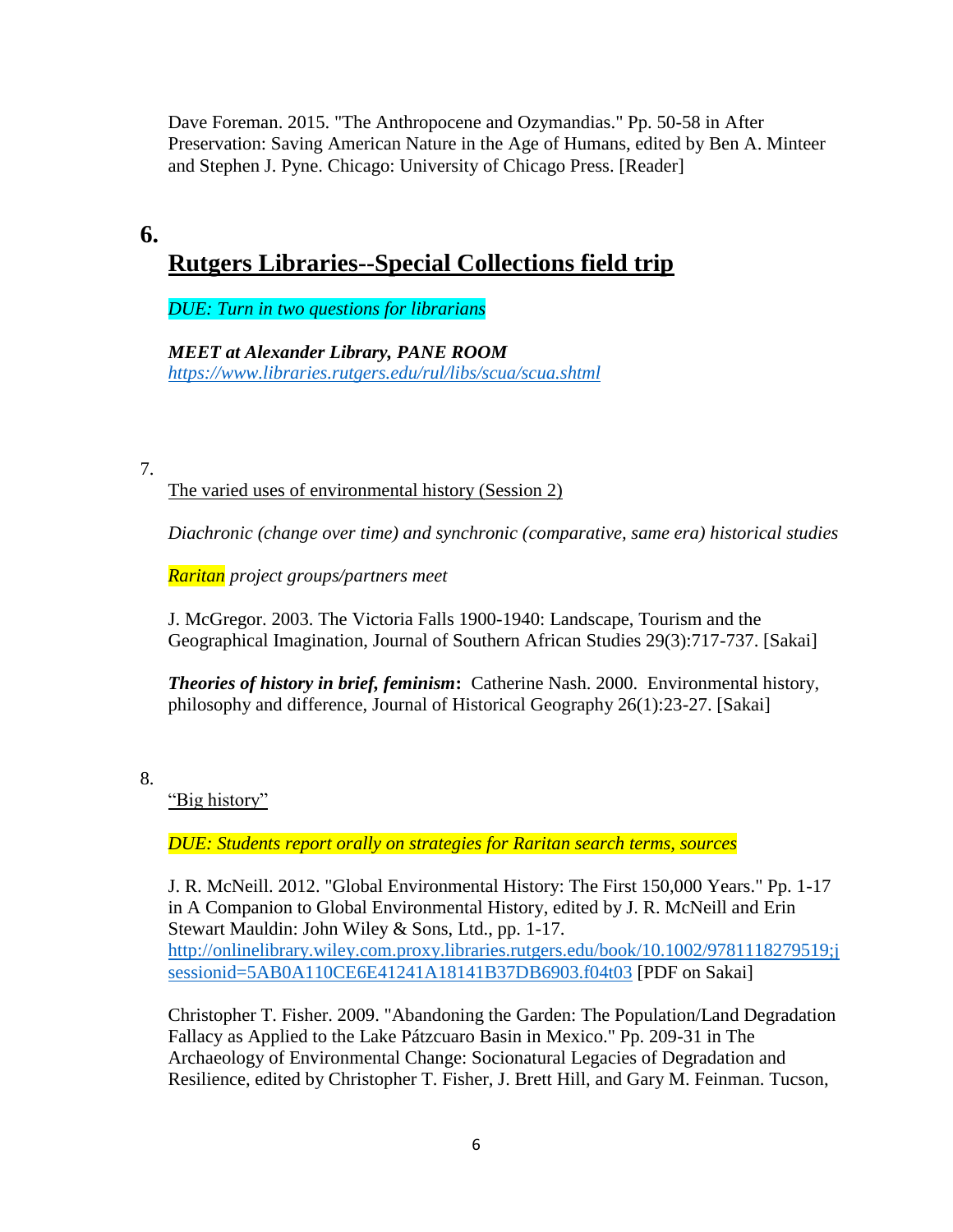Dave Foreman. 2015. "The Anthropocene and Ozymandias." Pp. 50-58 in After Preservation: Saving American Nature in the Age of Humans, edited by Ben A. Minteer and Stephen J. Pyne. Chicago: University of Chicago Press. [Reader]

## 6. Rutgers Libraries--Special Collections field trip

*DUE: Turn in two questions for librarians*

***MEET at Alexander Library, PANE ROOM***
*https://www.libraries.rutgers.edu/rul/libs/scua/scua.shtml*

7. The varied uses of environmental history (Session 2)

*Diachronic (change over time) and synchronic (comparative, same era) historical studies*

*Raritan project groups/partners meet*

J. McGregor. 2003. The Victoria Falls 1900-1940: Landscape, Tourism and the Geographical Imagination, Journal of Southern African Studies 29(3):717-737. [Sakai]

***Theories of history in brief, feminism*:** Catherine Nash. 2000. Environmental history, philosophy and difference, Journal of Historical Geography 26(1):23-27. [Sakai]

8. "Big history"

*DUE: Students report orally on strategies for Raritan search terms, sources*

J. R. McNeill. 2012. "Global Environmental History: The First 150,000 Years." Pp. 1-17 in A Companion to Global Environmental History, edited by J. R. McNeill and Erin Stewart Mauldin: John Wiley & Sons, Ltd., pp. 1-17. http://onlinelibrary.wiley.com.proxy.libraries.rutgers.edu/book/10.1002/9781118279519;jsessionid=5AB0A110CE6E41241A18141B37DB6903.f04t03 [PDF on Sakai]

Christopher T. Fisher. 2009. "Abandoning the Garden: The Population/Land Degradation Fallacy as Applied to the Lake Pátzcuaro Basin in Mexico." Pp. 209-31 in The Archaeology of Environmental Change: Socionatural Legacies of Degradation and Resilience, edited by Christopher T. Fisher, J. Brett Hill, and Gary M. Feinman. Tucson,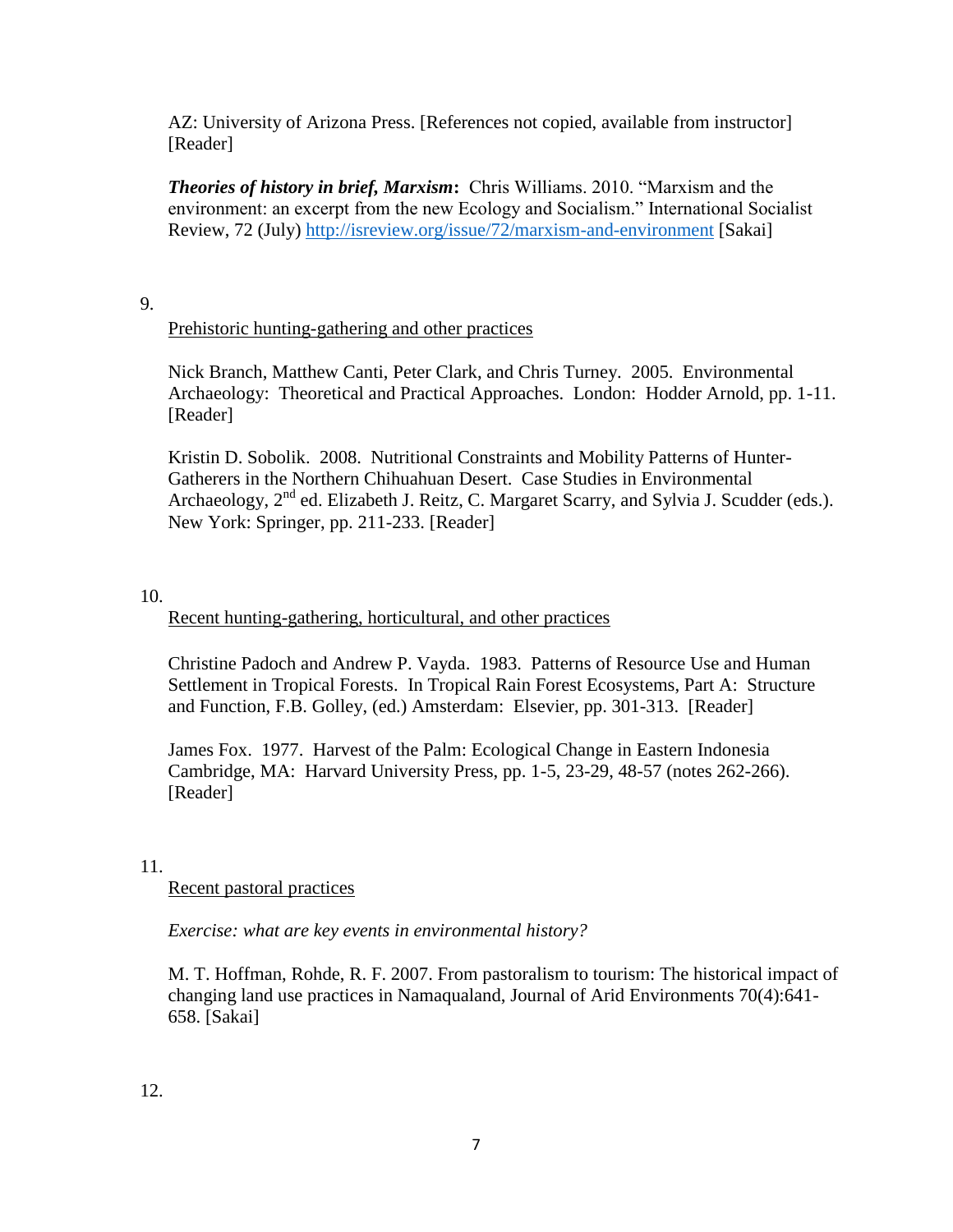AZ: University of Arizona Press. [References not copied, available from instructor] [Reader]

***Theories of history in brief, Marxism*****:** Chris Williams. 2010. "Marxism and the environment: an excerpt from the new Ecology and Socialism." International Socialist Review, 72 (July) http://isreview.org/issue/72/marxism-and-environment [Sakai]

9.

Prehistoric hunting-gathering and other practices

Nick Branch, Matthew Canti, Peter Clark, and Chris Turney. 2005. Environmental Archaeology: Theoretical and Practical Approaches. London: Hodder Arnold, pp. 1-11. [Reader]

Kristin D. Sobolik. 2008. Nutritional Constraints and Mobility Patterns of Hunter-Gatherers in the Northern Chihuahuan Desert. Case Studies in Environmental Archaeology, 2nd ed. Elizabeth J. Reitz, C. Margaret Scarry, and Sylvia J. Scudder (eds.). New York: Springer, pp. 211-233. [Reader]

10.

Recent hunting-gathering, horticultural, and other practices

Christine Padoch and Andrew P. Vayda. 1983. Patterns of Resource Use and Human Settlement in Tropical Forests. In Tropical Rain Forest Ecosystems, Part A: Structure and Function, F.B. Golley, (ed.) Amsterdam: Elsevier, pp. 301-313. [Reader]

James Fox. 1977. Harvest of the Palm: Ecological Change in Eastern Indonesia Cambridge, MA: Harvard University Press, pp. 1-5, 23-29, 48-57 (notes 262-266). [Reader]

11.

Recent pastoral practices

*Exercise: what are key events in environmental history?*

M. T. Hoffman, Rohde, R. F. 2007. From pastoralism to tourism: The historical impact of changing land use practices in Namaqualand, Journal of Arid Environments 70(4):641-658. [Sakai]

12.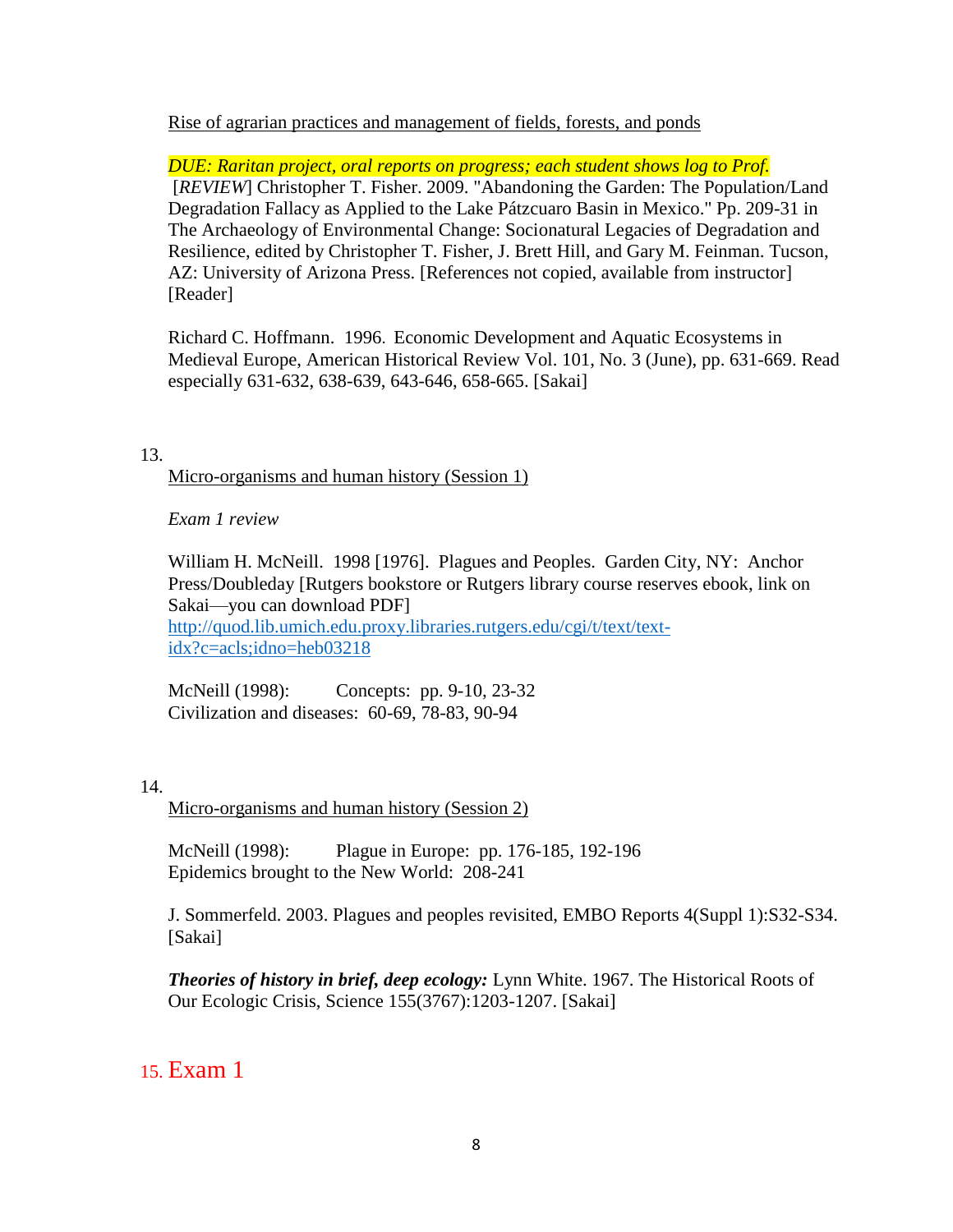Rise of agrarian practices and management of fields, forests, and ponds

*DUE: Raritan project, oral reports on progress; each student shows log to Prof.*

[*REVIEW*] Christopher T. Fisher. 2009. "Abandoning the Garden: The Population/Land Degradation Fallacy as Applied to the Lake Pátzcuaro Basin in Mexico." Pp. 209-31 in The Archaeology of Environmental Change: Socionatural Legacies of Degradation and Resilience, edited by Christopher T. Fisher, J. Brett Hill, and Gary M. Feinman. Tucson, AZ: University of Arizona Press. [References not copied, available from instructor] [Reader]

Richard C. Hoffmann. 1996. Economic Development and Aquatic Ecosystems in Medieval Europe, American Historical Review Vol. 101, No. 3 (June), pp. 631-669. Read especially 631-632, 638-639, 643-646, 658-665. [Sakai]

13.

Micro-organisms and human history (Session 1)

*Exam 1 review*

William H. McNeill. 1998 [1976]. Plagues and Peoples. Garden City, NY: Anchor Press/Doubleday [Rutgers bookstore or Rutgers library course reserves ebook, link on Sakai—you can download PDF]
http://quod.lib.umich.edu.proxy.libraries.rutgers.edu/cgi/t/text/text-idx?c=acls;idno=heb03218

McNeill (1998): Concepts: pp. 9-10, 23-32
Civilization and diseases: 60-69, 78-83, 90-94

14.

Micro-organisms and human history (Session 2)

McNeill (1998): Plague in Europe: pp. 176-185, 192-196
Epidemics brought to the New World: 208-241

J. Sommerfeld. 2003. Plagues and peoples revisited, EMBO Reports 4(Suppl 1):S32-S34. [Sakai]

***Theories of history in brief, deep ecology:*** Lynn White. 1967. The Historical Roots of Our Ecologic Crisis, Science 155(3767):1203-1207. [Sakai]

## 15. Exam 1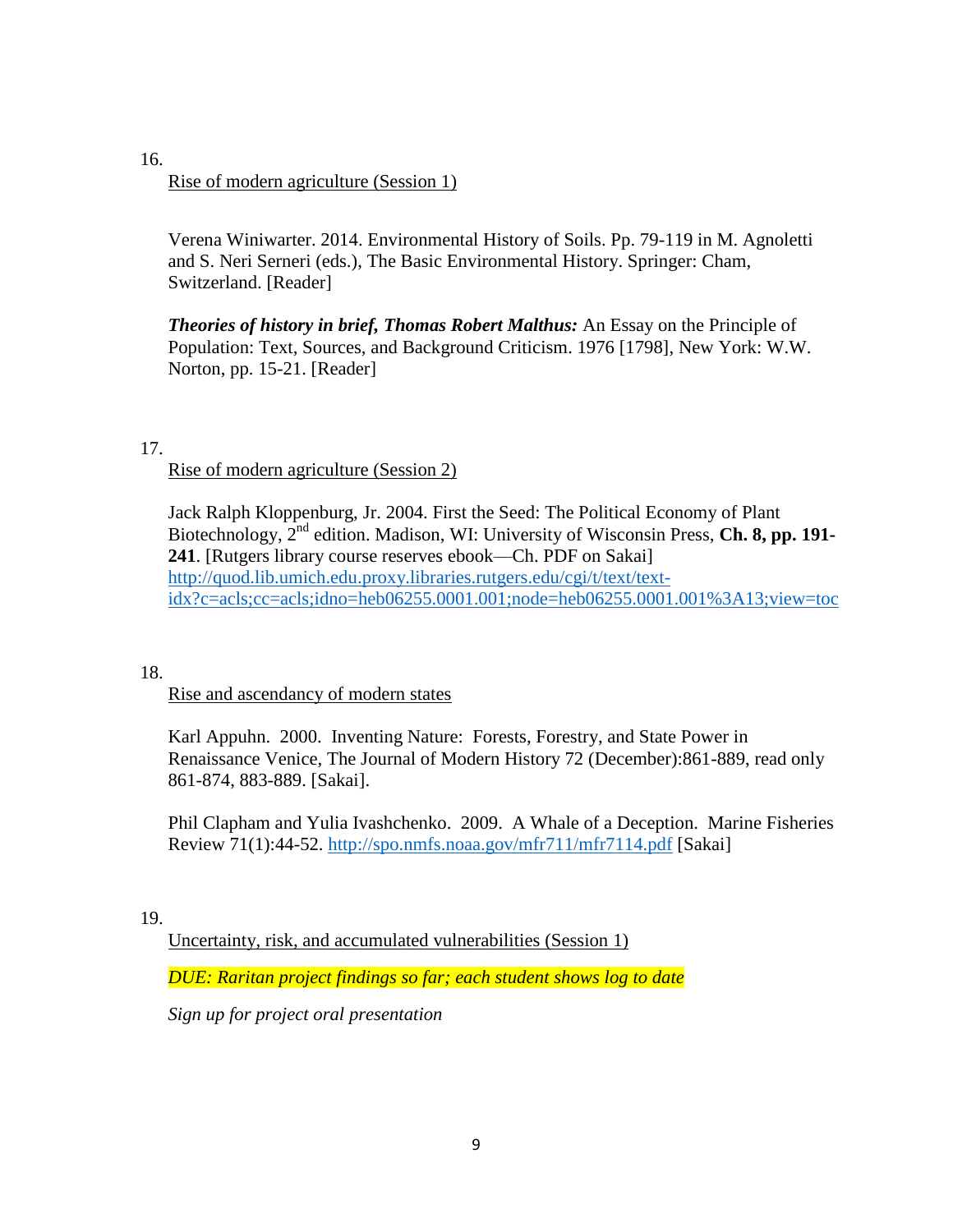16.

<u>Rise of modern agriculture (Session 1)</u>

Verena Winiwarter. 2014. Environmental History of Soils. Pp. 79-119 in M. Agnoletti and S. Neri Serneri (eds.), The Basic Environmental History. Springer: Cham, Switzerland. [Reader]

***Theories of history in brief, Thomas Robert Malthus:*** An Essay on the Principle of Population: Text, Sources, and Background Criticism. 1976 [1798], New York: W.W. Norton, pp. 15-21. [Reader]

17.

<u>Rise of modern agriculture (Session 2)</u>

Jack Ralph Kloppenburg, Jr. 2004. First the Seed: The Political Economy of Plant Biotechnology, 2nd edition. Madison, WI: University of Wisconsin Press, **Ch. 8, pp. 191-241**. [Rutgers library course reserves ebook—Ch. PDF on Sakai] http://quod.lib.umich.edu.proxy.libraries.rutgers.edu/cgi/t/text/text-idx?c=acls;cc=acls;idno=heb06255.0001.001;node=heb06255.0001.001%3A13;view=toc

18.

<u>Rise and ascendancy of modern states</u>

Karl Appuhn. 2000. Inventing Nature: Forests, Forestry, and State Power in Renaissance Venice, The Journal of Modern History 72 (December):861-889, read only 861-874, 883-889. [Sakai].

Phil Clapham and Yulia Ivashchenko. 2009. A Whale of a Deception. Marine Fisheries Review 71(1):44-52. http://spo.nmfs.noaa.gov/mfr711/mfr7114.pdf [Sakai]

19.

<u>Uncertainty, risk, and accumulated vulnerabilities (Session 1)</u>

*DUE: Raritan project findings so far; each student shows log to date*

*Sign up for project oral presentation*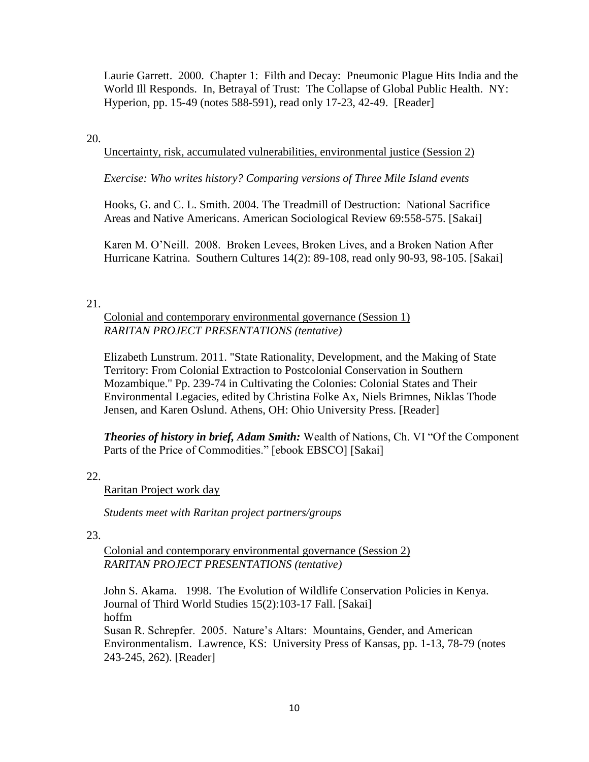Laurie Garrett. 2000. Chapter 1: Filth and Decay: Pneumonic Plague Hits India and the World Ill Responds. In, Betrayal of Trust: The Collapse of Global Public Health. NY: Hyperion, pp. 15-49 (notes 588-591), read only 17-23, 42-49. [Reader]

20.

<u>Uncertainty, risk, accumulated vulnerabilities, environmental justice (Session 2)</u>

*Exercise: Who writes history? Comparing versions of Three Mile Island events*

Hooks, G. and C. L. Smith. 2004. The Treadmill of Destruction: National Sacrifice Areas and Native Americans. American Sociological Review 69:558-575. [Sakai]

Karen M. O'Neill. 2008. Broken Levees, Broken Lives, and a Broken Nation After Hurricane Katrina. Southern Cultures 14(2): 89-108, read only 90-93, 98-105. [Sakai]

21.

<u>Colonial and contemporary environmental governance (Session 1)</u>
*RARITAN PROJECT PRESENTATIONS (tentative)*

Elizabeth Lunstrum. 2011. "State Rationality, Development, and the Making of State Territory: From Colonial Extraction to Postcolonial Conservation in Southern Mozambique." Pp. 239-74 in Cultivating the Colonies: Colonial States and Their Environmental Legacies, edited by Christina Folke Ax, Niels Brimnes, Niklas Thode Jensen, and Karen Oslund. Athens, OH: Ohio University Press. [Reader]

***Theories of history in brief, Adam Smith:*** Wealth of Nations, Ch. VI "Of the Component Parts of the Price of Commodities." [ebook EBSCO] [Sakai]

22.

<u>Raritan Project work day</u>

*Students meet with Raritan project partners/groups*

23.

<u>Colonial and contemporary environmental governance (Session 2)</u>
*RARITAN PROJECT PRESENTATIONS (tentative)*

John S. Akama. 1998. The Evolution of Wildlife Conservation Policies in Kenya. Journal of Third World Studies 15(2):103-17 Fall. [Sakai]
hoffm
Susan R. Schrepfer. 2005. Nature's Altars: Mountains, Gender, and American Environmentalism. Lawrence, KS: University Press of Kansas, pp. 1-13, 78-79 (notes 243-245, 262). [Reader]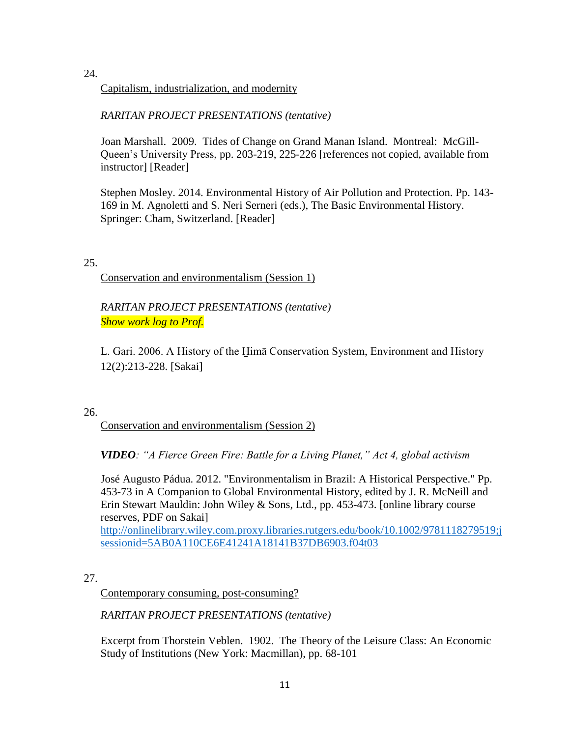24.

<u>Capitalism, industrialization, and modernity</u>

*RARITAN PROJECT PRESENTATIONS (tentative)*

Joan Marshall. 2009. Tides of Change on Grand Manan Island. Montreal: McGill-Queen's University Press, pp. 203-219, 225-226 [references not copied, available from instructor] [Reader]

Stephen Mosley. 2014. Environmental History of Air Pollution and Protection. Pp. 143-169 in M. Agnoletti and S. Neri Serneri (eds.), The Basic Environmental History. Springer: Cham, Switzerland. [Reader]

25.

<u>Conservation and environmentalism (Session 1)</u>

*RARITAN PROJECT PRESENTATIONS (tentative)*
*Show work log to Prof.*

L. Gari. 2006. A History of the Ḫimā Conservation System, Environment and History 12(2):213-228. [Sakai]

26.

<u>Conservation and environmentalism (Session 2)</u>

***VIDEO**: "A Fierce Green Fire: Battle for a Living Planet," Act 4, global activism*

José Augusto Pádua. 2012. "Environmentalism in Brazil: A Historical Perspective." Pp. 453-73 in A Companion to Global Environmental History, edited by J. R. McNeill and Erin Stewart Mauldin: John Wiley & Sons, Ltd., pp. 453-473. [online library course reserves, PDF on Sakai]
http://onlinelibrary.wiley.com.proxy.libraries.rutgers.edu/book/10.1002/9781118279519;jsessionid=5AB0A110CE6E41241A18141B37DB6903.f04t03

27.

<u>Contemporary consuming, post-consuming?</u>

*RARITAN PROJECT PRESENTATIONS (tentative)*

Excerpt from Thorstein Veblen. 1902. The Theory of the Leisure Class: An Economic Study of Institutions (New York: Macmillan), pp. 68-101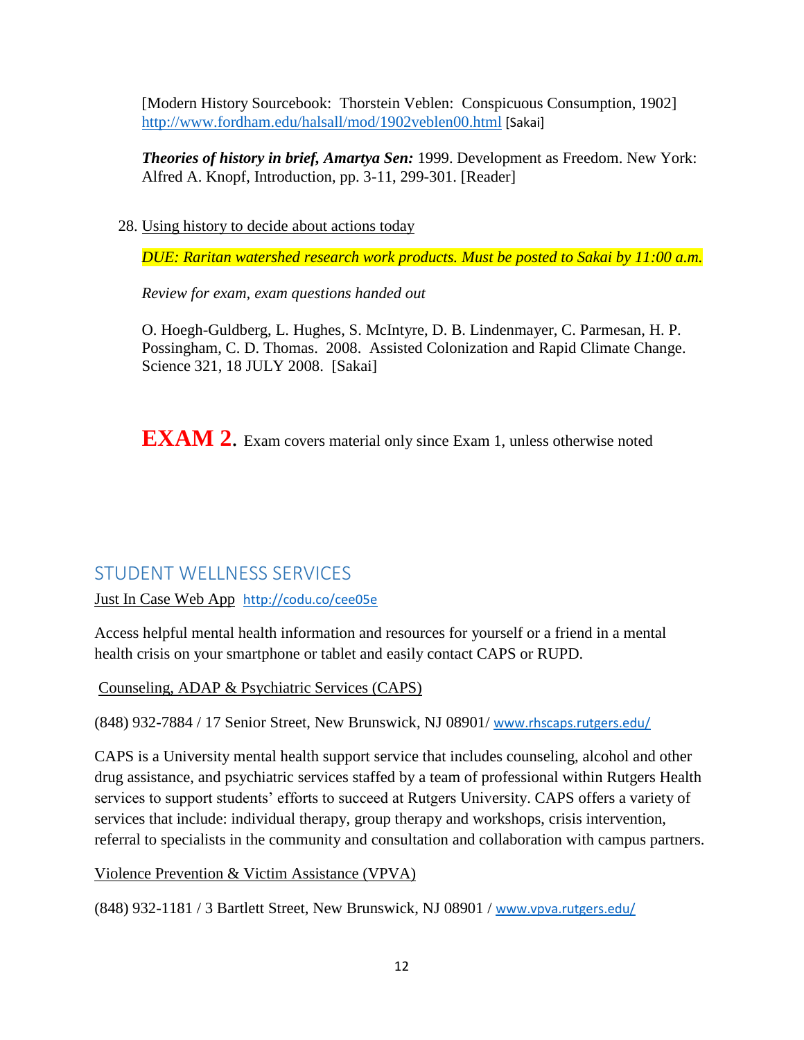[Modern History Sourcebook: Thorstein Veblen: Conspicuous Consumption, 1902] http://www.fordham.edu/halsall/mod/1902veblen00.html [Sakai]

***Theories of history in brief, Amartya Sen:*** 1999. Development as Freedom. New York: Alfred A. Knopf, Introduction, pp. 3-11, 299-301. [Reader]

28. Using history to decide about actions today

    *DUE: Raritan watershed research work products. Must be posted to Sakai by 11:00 a.m.*

    *Review for exam, exam questions handed out*

    O. Hoegh-Guldberg, L. Hughes, S. McIntyre, D. B. Lindenmayer, C. Parmesan, H. P. Possingham, C. D. Thomas. 2008. Assisted Colonization and Rapid Climate Change. Science 321, 18 JULY 2008. [Sakai]

**EXAM 2.** Exam covers material only since Exam 1, unless otherwise noted

## STUDENT WELLNESS SERVICES

Just In Case Web App http://codu.co/cee05e

Access helpful mental health information and resources for yourself or a friend in a mental health crisis on your smartphone or tablet and easily contact CAPS or RUPD.

Counseling, ADAP & Psychiatric Services (CAPS)

(848) 932-7884 / 17 Senior Street, New Brunswick, NJ 08901/ www.rhscaps.rutgers.edu/

CAPS is a University mental health support service that includes counseling, alcohol and other drug assistance, and psychiatric services staffed by a team of professional within Rutgers Health services to support students' efforts to succeed at Rutgers University. CAPS offers a variety of services that include: individual therapy, group therapy and workshops, crisis intervention, referral to specialists in the community and consultation and collaboration with campus partners.

Violence Prevention & Victim Assistance (VPVA)

(848) 932-1181 / 3 Bartlett Street, New Brunswick, NJ 08901 / www.vpva.rutgers.edu/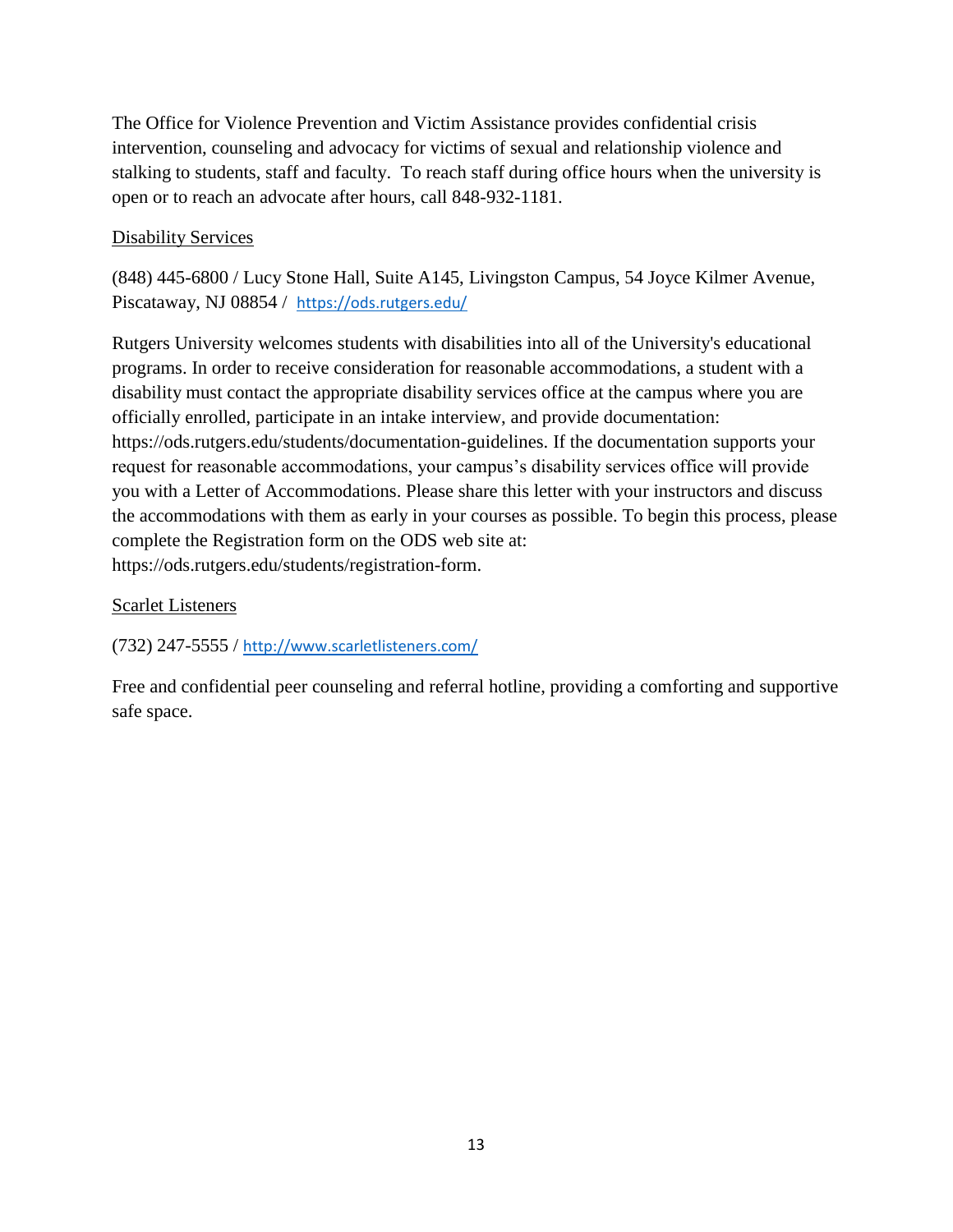The Office for Violence Prevention and Victim Assistance provides confidential crisis intervention, counseling and advocacy for victims of sexual and relationship violence and stalking to students, staff and faculty. To reach staff during office hours when the university is open or to reach an advocate after hours, call 848-932-1181.

<u>Disability Services</u>

(848) 445-6800 / Lucy Stone Hall, Suite A145, Livingston Campus, 54 Joyce Kilmer Avenue, Piscataway, NJ 08854 / https://ods.rutgers.edu/

Rutgers University welcomes students with disabilities into all of the University's educational programs. In order to receive consideration for reasonable accommodations, a student with a disability must contact the appropriate disability services office at the campus where you are officially enrolled, participate in an intake interview, and provide documentation: https://ods.rutgers.edu/students/documentation-guidelines. If the documentation supports your request for reasonable accommodations, your campus's disability services office will provide you with a Letter of Accommodations. Please share this letter with your instructors and discuss the accommodations with them as early in your courses as possible. To begin this process, please complete the Registration form on the ODS web site at: https://ods.rutgers.edu/students/registration-form.

<u>Scarlet Listeners</u>

(732) 247-5555 / http://www.scarletlisteners.com/

Free and confidential peer counseling and referral hotline, providing a comforting and supportive safe space.